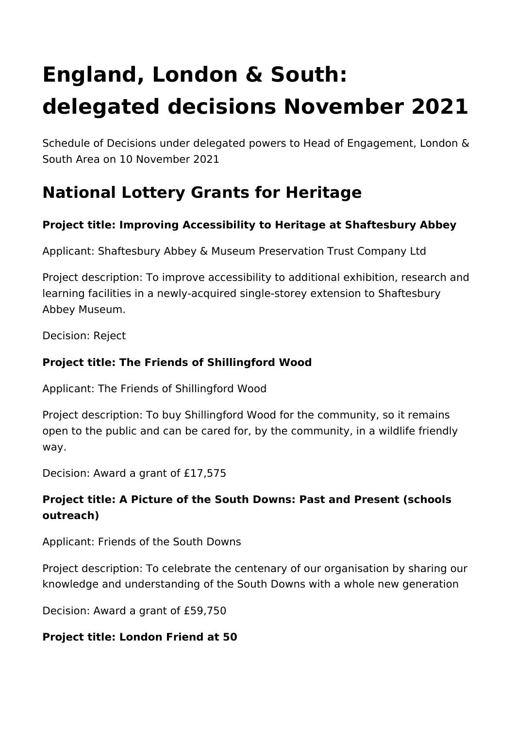# England, London & South: delegated decisions November 2021

Schedule of Decisions under delegated powers to Head of Engagement, London & South Area on 10 November 2021

## National Lottery Grants for Heritage

**Project title: Improving Accessibility to Heritage at Shaftesbury Abbey**

Applicant: Shaftesbury Abbey & Museum Preservation Trust Company Ltd

Project description: To improve accessibility to additional exhibition, research and learning facilities in a newly-acquired single-storey extension to Shaftesbury Abbey Museum.

Decision: Reject

**Project title: The Friends of Shillingford Wood**

Applicant: The Friends of Shillingford Wood

Project description: To buy Shillingford Wood for the community, so it remains open to the public and can be cared for, by the community, in a wildlife friendly way.

Decision: Award a grant of £17,575

**Project title: A Picture of the South Downs: Past and Present (schools outreach)**

Applicant: Friends of the South Downs

Project description: To celebrate the centenary of our organisation by sharing our knowledge and understanding of the South Downs with a whole new generation

Decision: Award a grant of £59,750

**Project title: London Friend at 50**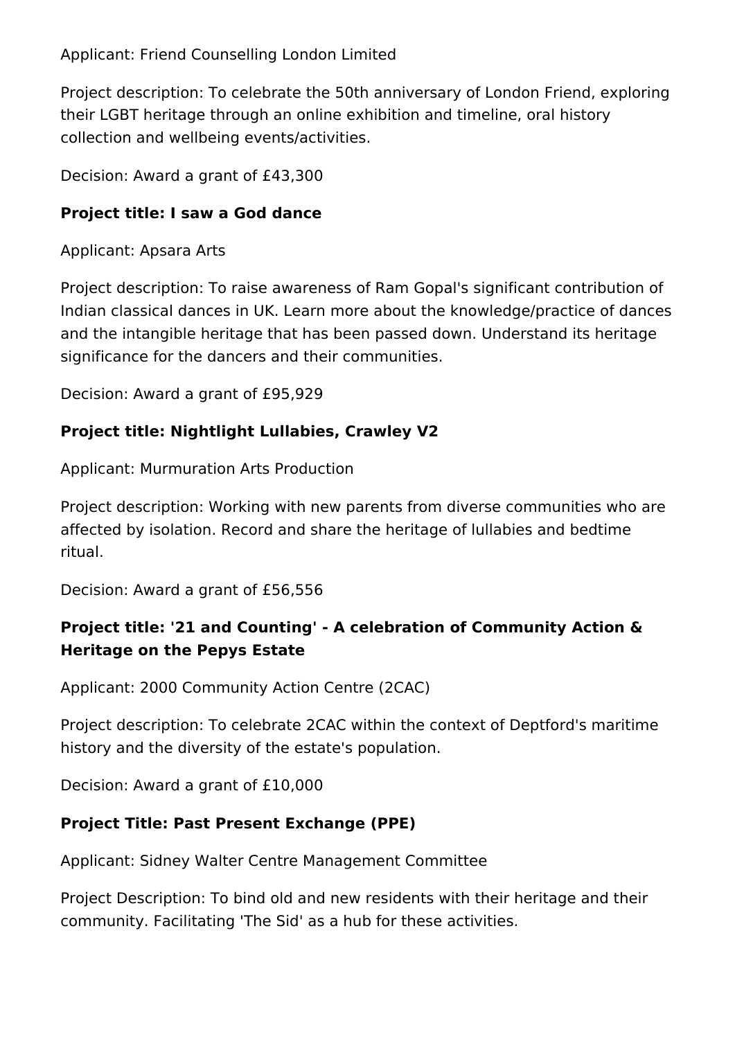Applicant: Friend Counselling London Limited

Project description: To celebrate the 50th anniversary of London Friend, exploring their LGBT heritage through an online exhibition and timeline, oral history collection and wellbeing events/activities.

Decision: Award a grant of £43,300

### Project title: I saw a God dance

Applicant: Apsara Arts

Project description: To raise awareness of Ram Gopal's significant contribution of Indian classical dances in UK. Learn more about the knowledge/practice of dances and the intangible heritage that has been passed down. Understand its heritage significance for the dancers and their communities.

Decision: Award a grant of £95,929

### Project title: Nightlight Lullabies, Crawley V2

Applicant: Murmuration Arts Production

Project description: Working with new parents from diverse communities who are affected by isolation. Record and share the heritage of lullabies and bedtime ritual.

Decision: Award a grant of £56,556

### Project title: '21 and Counting' - A celebration of Community Action & Heritage on the Pepys Estate

Applicant: 2000 Community Action Centre (2CAC)

Project description: To celebrate 2CAC within the context of Deptford's maritime history and the diversity of the estate's population.

Decision: Award a grant of £10,000

### Project Title: Past Present Exchange (PPE)

Applicant: Sidney Walter Centre Management Committee

Project Description: To bind old and new residents with their heritage and their community. Facilitating 'The Sid' as a hub for these activities.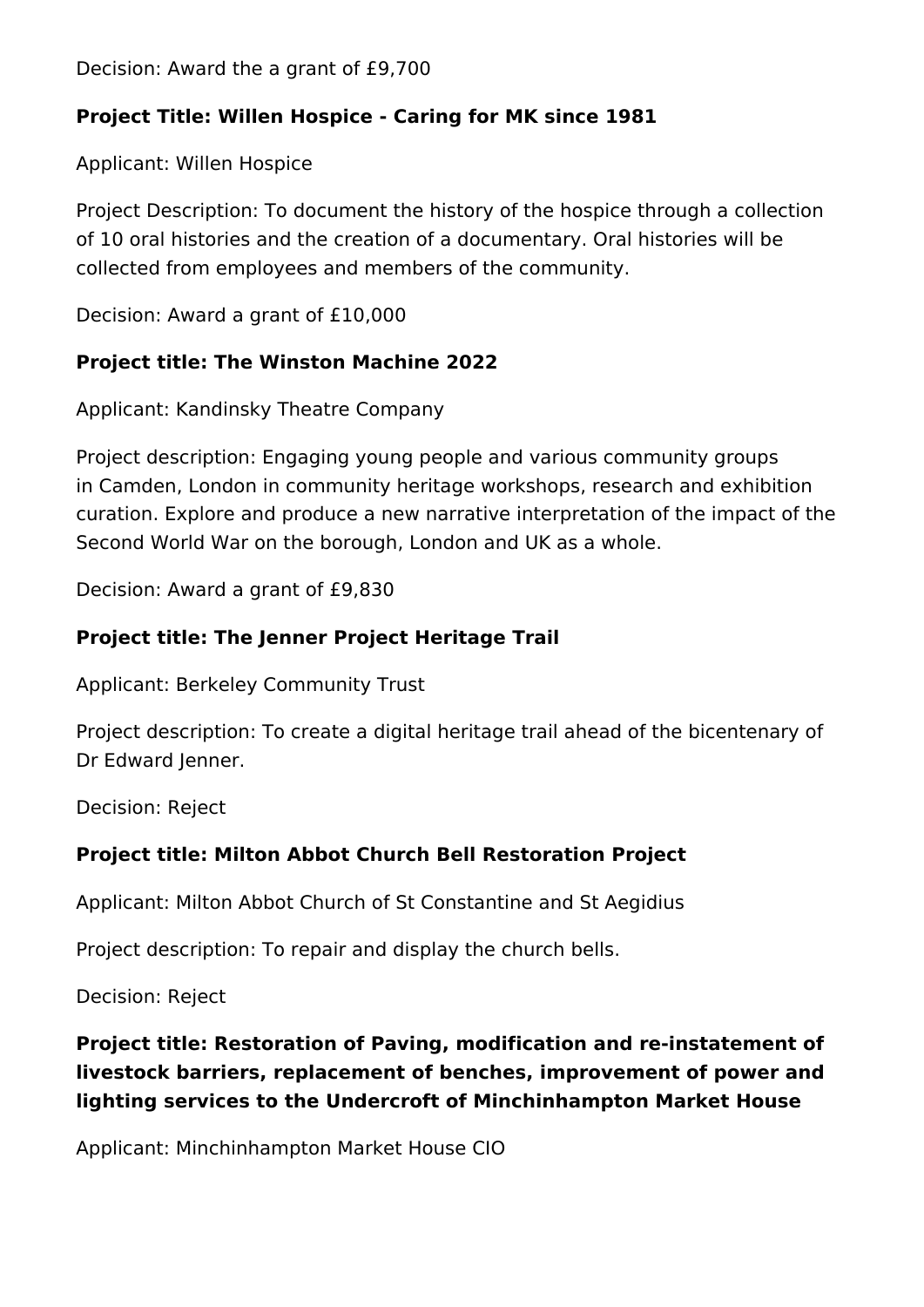Decision: Award the a grant of £9,700

**Project Title: Willen Hospice - Caring for MK since 1981**

Applicant: Willen Hospice

Project Description: To document the history of the hospice through a collection of 10 oral histories and the creation of a documentary. Oral histories will be collected from employees and members of the community.

Decision: Award a grant of £10,000

**Project title: The Winston Machine 2022**

Applicant: Kandinsky Theatre Company

Project description: Engaging young people and various community groups in Camden, London in community heritage workshops, research and exhibition curation. Explore and produce a new narrative interpretation of the impact of the Second World War on the borough, London and UK as a whole.

Decision: Award a grant of £9,830

**Project title: The Jenner Project Heritage Trail**

Applicant: Berkeley Community Trust

Project description: To create a digital heritage trail ahead of the bicentenary of Dr Edward Jenner.

Decision: Reject

**Project title: Milton Abbot Church Bell Restoration Project**

Applicant: Milton Abbot Church of St Constantine and St Aegidius

Project description: To repair and display the church bells.

Decision: Reject

**Project title: Restoration of Paving, modification and re-instatement of livestock barriers, replacement of benches, improvement of power and lighting services to the Undercroft of Minchinhampton Market House**

Applicant: Minchinhampton Market House CIO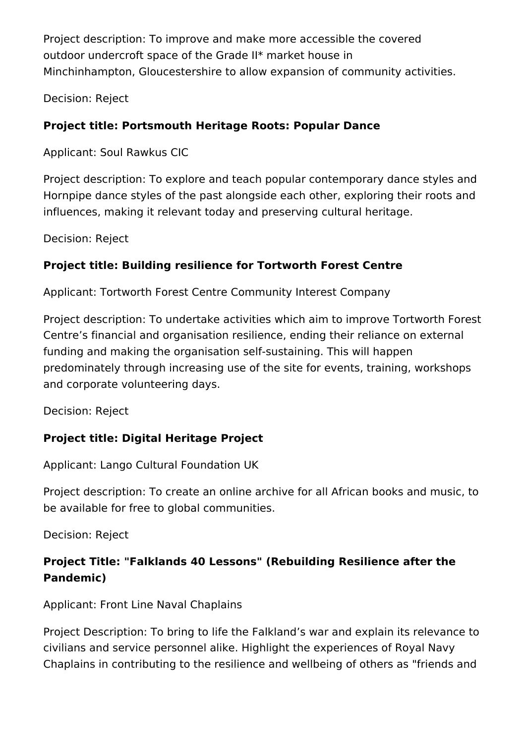Project description: To improve and make more accessible the covered outdoor undercroft space of the Grade II* market house in Minchinhampton, Gloucestershire to allow expansion of community activities.

Decision: Reject

**Project title: Portsmouth Heritage Roots: Popular Dance**

Applicant: Soul Rawkus CIC

Project description: To explore and teach popular contemporary dance styles and Hornpipe dance styles of the past alongside each other, exploring their roots and influences, making it relevant today and preserving cultural heritage.

Decision: Reject

**Project title: Building resilience for Tortworth Forest Centre**

Applicant: Tortworth Forest Centre Community Interest Company

Project description: To undertake activities which aim to improve Tortworth Forest Centre’s financial and organisation resilience, ending their reliance on external funding and making the organisation self-sustaining. This will happen predominately through increasing use of the site for events, training, workshops and corporate volunteering days.

Decision: Reject

**Project title: Digital Heritage Project**

Applicant: Lango Cultural Foundation UK

Project description: To create an online archive for all African books and music, to be available for free to global communities.

Decision: Reject

**Project Title: "Falklands 40 Lessons" (Rebuilding Resilience after the Pandemic)**

Applicant: Front Line Naval Chaplains

Project Description: To bring to life the Falkland’s war and explain its relevance to civilians and service personnel alike. Highlight the experiences of Royal Navy Chaplains in contributing to the resilience and wellbeing of others as "friends and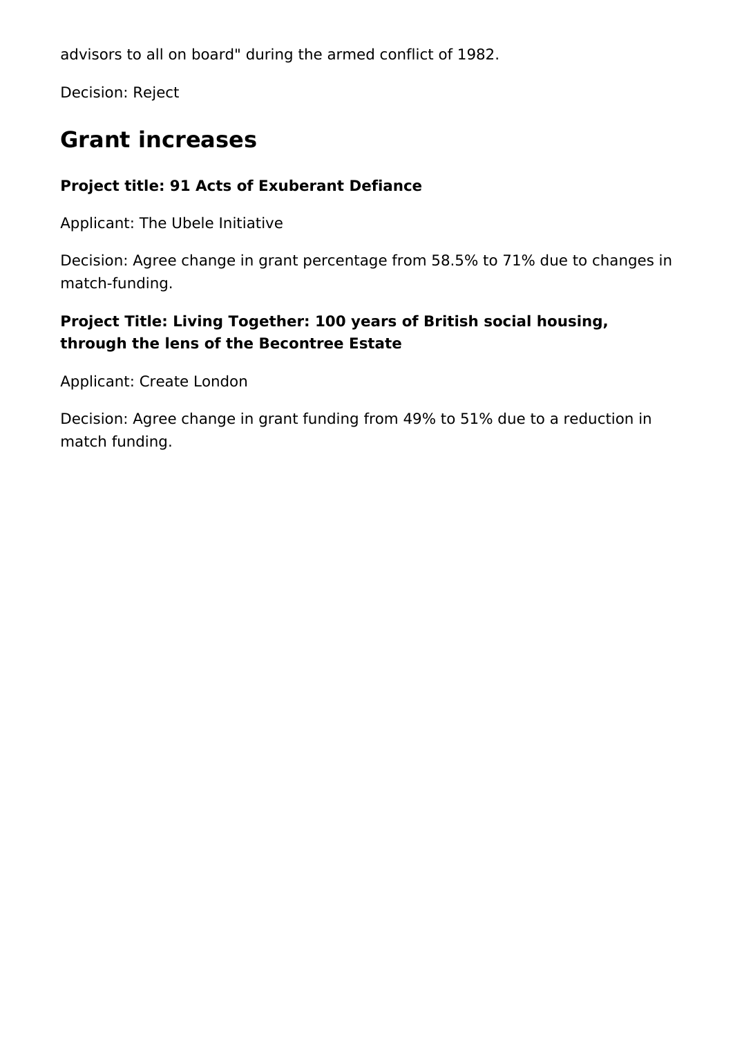advisors to all on board" during the armed conflict of 1982.

Decision: Reject

## Grant increases

**Project title: 91 Acts of Exuberant Defiance**

Applicant: The Ubele Initiative

Decision: Agree change in grant percentage from 58.5% to 71% due to changes in match-funding.

**Project Title: Living Together: 100 years of British social housing, through the lens of the Becontree Estate**

Applicant: Create London

Decision: Agree change in grant funding from 49% to 51% due to a reduction in match funding.